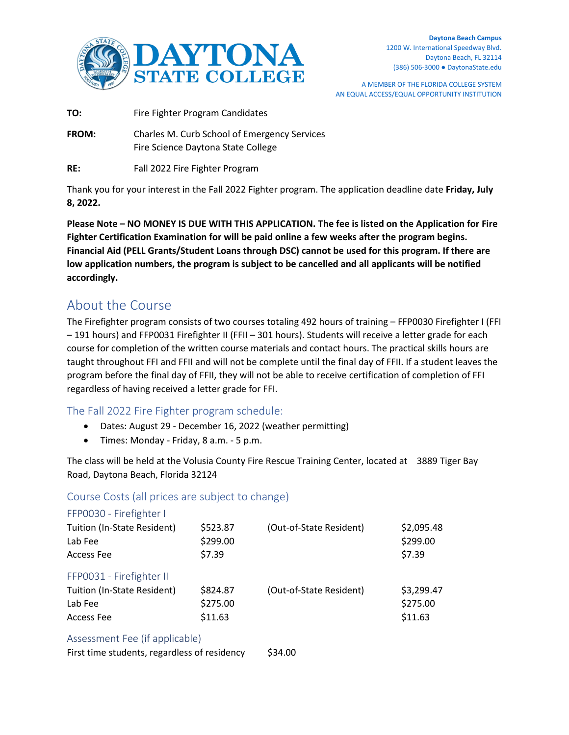**Daytona Beach Campus**
1200 W. International Speedway Blvd.
Daytona Beach, FL 32114
(386) 506-3000 ● DaytonaState.edu

A MEMBER OF THE FLORIDA COLLEGE SYSTEM
AN EQUAL ACCESS/EQUAL OPPORTUNITY INSTITUTION

**TO:** Fire Fighter Program Candidates

**FROM:** Charles M. Curb School of Emergency Services
Fire Science Daytona State College

**RE:** Fall 2022 Fire Fighter Program

Thank you for your interest in the Fall 2022 Fighter program. The application deadline date **Friday, July 8, 2022.**

**Please Note – NO MONEY IS DUE WITH THIS APPLICATION. The fee is listed on the Application for Fire Fighter Certification Examination for will be paid online a few weeks after the program begins. Financial Aid (PELL Grants/Student Loans through DSC) cannot be used for this program. If there are low application numbers, the program is subject to be cancelled and all applicants will be notified accordingly.**

## About the Course

The Firefighter program consists of two courses totaling 492 hours of training – FFP0030 Firefighter I (FFI – 191 hours) and FFP0031 Firefighter II (FFII – 301 hours). Students will receive a letter grade for each course for completion of the written course materials and contact hours. The practical skills hours are taught throughout FFI and FFII and will not be complete until the final day of FFII. If a student leaves the program before the final day of FFII, they will not be able to receive certification of completion of FFI regardless of having received a letter grade for FFI.

### The Fall 2022 Fire Fighter program schedule:

- Dates: August 29 - December 16, 2022 (weather permitting)
- Times: Monday - Friday, 8 a.m. - 5 p.m.

The class will be held at the Volusia County Fire Rescue Training Center, located at 3889 Tiger Bay Road, Daytona Beach, Florida 32124

### Course Costs (all prices are subject to change)

#### FFP0030 - Firefighter I

| | | | |
|---|---|---|---|
| Tuition (In-State Resident) | $523.87 | (Out-of-State Resident) | $2,095.48 |
| Lab Fee | $299.00 | | $299.00 |
| Access Fee | $7.39 | | $7.39 |

#### FFP0031 - Firefighter II

| | | | |
|---|---|---|---|
| Tuition (In-State Resident) | $824.87 | (Out-of-State Resident) | $3,299.47 |
| Lab Fee | $275.00 | | $275.00 |
| Access Fee | $11.63 | | $11.63 |

#### Assessment Fee (if applicable)

First time students, regardless of residency $34.00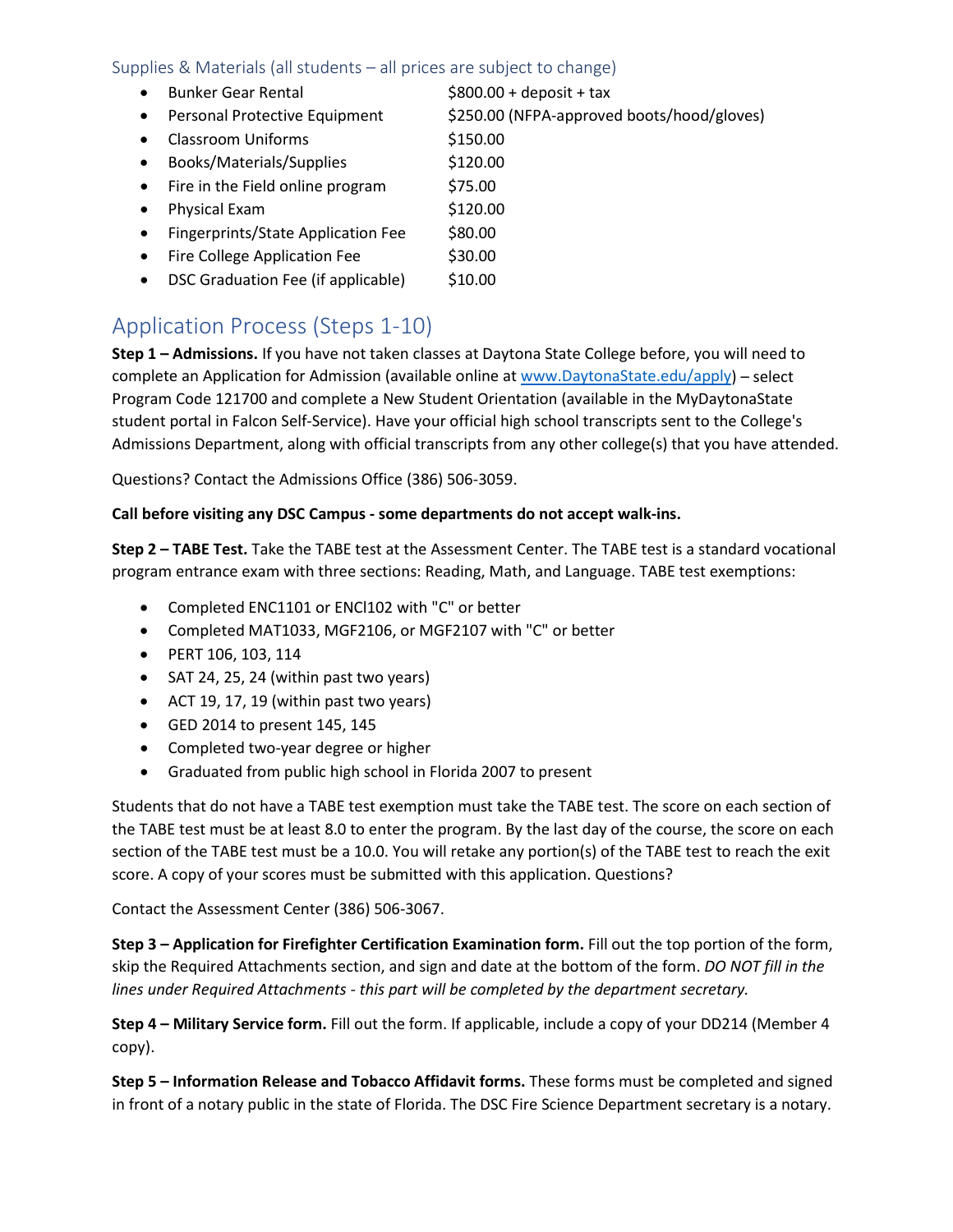### Supplies & Materials (all students – all prices are subject to change)

| | |
|---|---|
| Bunker Gear Rental | $800.00 + deposit + tax |
| Personal Protective Equipment | $250.00 (NFPA-approved boots/hood/gloves) |
| Classroom Uniforms | $150.00 |
| Books/Materials/Supplies | $120.00 |
| Fire in the Field online program | $75.00 |
| Physical Exam | $120.00 |
| Fingerprints/State Application Fee | $80.00 |
| Fire College Application Fee | $30.00 |
| DSC Graduation Fee (if applicable) | $10.00 |

## Application Process (Steps 1-10)

**Step 1 – Admissions.** If you have not taken classes at Daytona State College before, you will need to complete an Application for Admission (available online at [www.DaytonaState.edu/apply](www.DaytonaState.edu/apply)) – select Program Code 121700 and complete a New Student Orientation (available in the MyDaytonaState student portal in Falcon Self-Service). Have your official high school transcripts sent to the College's Admissions Department, along with official transcripts from any other college(s) that you have attended.

Questions? Contact the Admissions Office (386) 506-3059.

**Call before visiting any DSC Campus - some departments do not accept walk-ins.**

**Step 2 – TABE Test.** Take the TABE test at the Assessment Center. The TABE test is a standard vocational program entrance exam with three sections: Reading, Math, and Language. TABE test exemptions:

- Completed ENC1101 or ENCl102 with "C" or better
- Completed MAT1033, MGF2106, or MGF2107 with "C" or better
- PERT 106, 103, 114
- SAT 24, 25, 24 (within past two years)
- ACT 19, 17, 19 (within past two years)
- GED 2014 to present 145, 145
- Completed two-year degree or higher
- Graduated from public high school in Florida 2007 to present

Students that do not have a TABE test exemption must take the TABE test. The score on each section of the TABE test must be at least 8.0 to enter the program. By the last day of the course, the score on each section of the TABE test must be a 10.0. You will retake any portion(s) of the TABE test to reach the exit score. A copy of your scores must be submitted with this application. Questions?

Contact the Assessment Center (386) 506-3067.

**Step 3 – Application for Firefighter Certification Examination form.** Fill out the top portion of the form, skip the Required Attachments section, and sign and date at the bottom of the form. *DO NOT fill in the lines under Required Attachments - this part will be completed by the department secretary.*

**Step 4 – Military Service form.** Fill out the form. If applicable, include a copy of your DD214 (Member 4 copy).

**Step 5 – Information Release and Tobacco Affidavit forms.** These forms must be completed and signed in front of a notary public in the state of Florida. The DSC Fire Science Department secretary is a notary.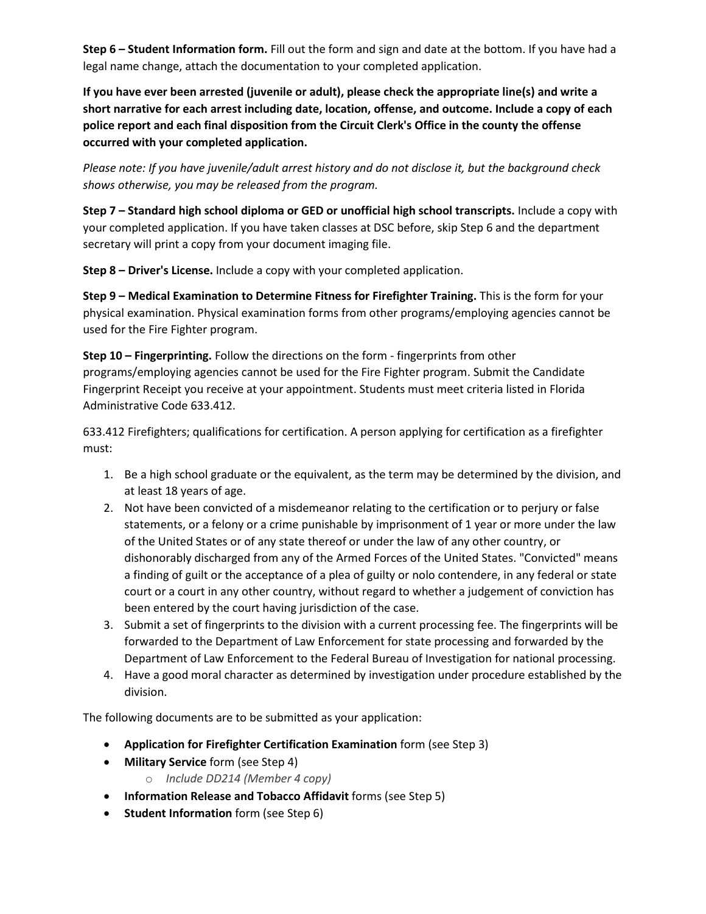**Step 6 – Student Information form.** Fill out the form and sign and date at the bottom. If you have had a legal name change, attach the documentation to your completed application.

**If you have ever been arrested (juvenile or adult), please check the appropriate line(s) and write a short narrative for each arrest including date, location, offense, and outcome. Include a copy of each police report and each final disposition from the Circuit Clerk's Office in the county the offense occurred with your completed application.**

*Please note: If you have juvenile/adult arrest history and do not disclose it, but the background check shows otherwise, you may be released from the program.*

**Step 7 – Standard high school diploma or GED or unofficial high school transcripts.** Include a copy with your completed application. If you have taken classes at DSC before, skip Step 6 and the department secretary will print a copy from your document imaging file.

**Step 8 – Driver's License.** Include a copy with your completed application.

**Step 9 – Medical Examination to Determine Fitness for Firefighter Training.** This is the form for your physical examination. Physical examination forms from other programs/employing agencies cannot be used for the Fire Fighter program.

**Step 10 – Fingerprinting.** Follow the directions on the form - fingerprints from other programs/employing agencies cannot be used for the Fire Fighter program. Submit the Candidate Fingerprint Receipt you receive at your appointment. Students must meet criteria listed in Florida Administrative Code 633.412.

633.412 Firefighters; qualifications for certification. A person applying for certification as a firefighter must:

1. Be a high school graduate or the equivalent, as the term may be determined by the division, and at least 18 years of age.
2. Not have been convicted of a misdemeanor relating to the certification or to perjury or false statements, or a felony or a crime punishable by imprisonment of 1 year or more under the law of the United States or of any state thereof or under the law of any other country, or dishonorably discharged from any of the Armed Forces of the United States. "Convicted" means a finding of guilt or the acceptance of a plea of guilty or nolo contendere, in any federal or state court or a court in any other country, without regard to whether a judgement of conviction has been entered by the court having jurisdiction of the case.
3. Submit a set of fingerprints to the division with a current processing fee. The fingerprints will be forwarded to the Department of Law Enforcement for state processing and forwarded by the Department of Law Enforcement to the Federal Bureau of Investigation for national processing.
4. Have a good moral character as determined by investigation under procedure established by the division.

The following documents are to be submitted as your application:

- **Application for Firefighter Certification Examination** form (see Step 3)
- **Military Service** form (see Step 4)
  - *Include DD214 (Member 4 copy)*
- **Information Release and Tobacco Affidavit** forms (see Step 5)
- **Student Information** form (see Step 6)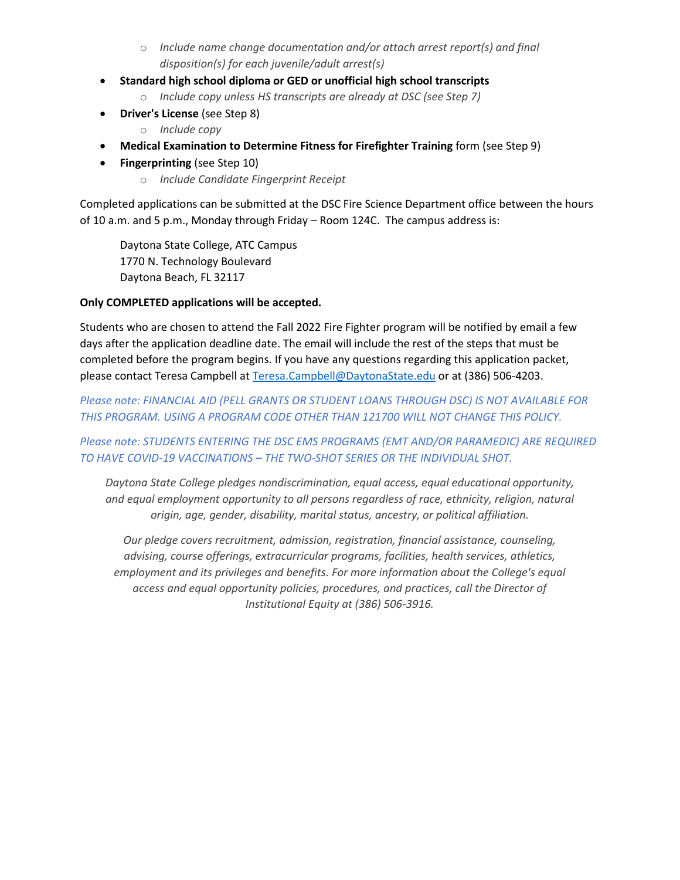- *Include name change documentation and/or attach arrest report(s) and final disposition(s) for each juvenile/adult arrest(s)*
- **Standard high school diploma or GED or unofficial high school transcripts**
    - *Include copy unless HS transcripts are already at DSC (see Step 7)*
- **Driver's License** (see Step 8)
    - *Include copy*
- **Medical Examination to Determine Fitness for Firefighter Training** form (see Step 9)
- **Fingerprinting** (see Step 10)
    - *Include Candidate Fingerprint Receipt*

Completed applications can be submitted at the DSC Fire Science Department office between the hours of 10 a.m. and 5 p.m., Monday through Friday – Room 124C. The campus address is:

> Daytona State College, ATC Campus
> 1770 N. Technology Boulevard
> Daytona Beach, FL 32117

**Only COMPLETED applications will be accepted.**

Students who are chosen to attend the Fall 2022 Fire Fighter program will be notified by email a few days after the application deadline date. The email will include the rest of the steps that must be completed before the program begins. If you have any questions regarding this application packet, please contact Teresa Campbell at Teresa.Campbell@DaytonaState.edu or at (386) 506-4203.

*Please note: FINANCIAL AID (PELL GRANTS OR STUDENT LOANS THROUGH DSC) IS NOT AVAILABLE FOR THIS PROGRAM. USING A PROGRAM CODE OTHER THAN 121700 WILL NOT CHANGE THIS POLICY.*

*Please note: STUDENTS ENTERING THE DSC EMS PROGRAMS (EMT AND/OR PARAMEDIC) ARE REQUIRED TO HAVE COVID-19 VACCINATIONS – THE TWO-SHOT SERIES OR THE INDIVIDUAL SHOT.*

*Daytona State College pledges nondiscrimination, equal access, equal educational opportunity, and equal employment opportunity to all persons regardless of race, ethnicity, religion, natural origin, age, gender, disability, marital status, ancestry, or political affiliation.*

*Our pledge covers recruitment, admission, registration, financial assistance, counseling, advising, course offerings, extracurricular programs, facilities, health services, athletics, employment and its privileges and benefits. For more information about the College's equal access and equal opportunity policies, procedures, and practices, call the Director of Institutional Equity at (386) 506-3916.*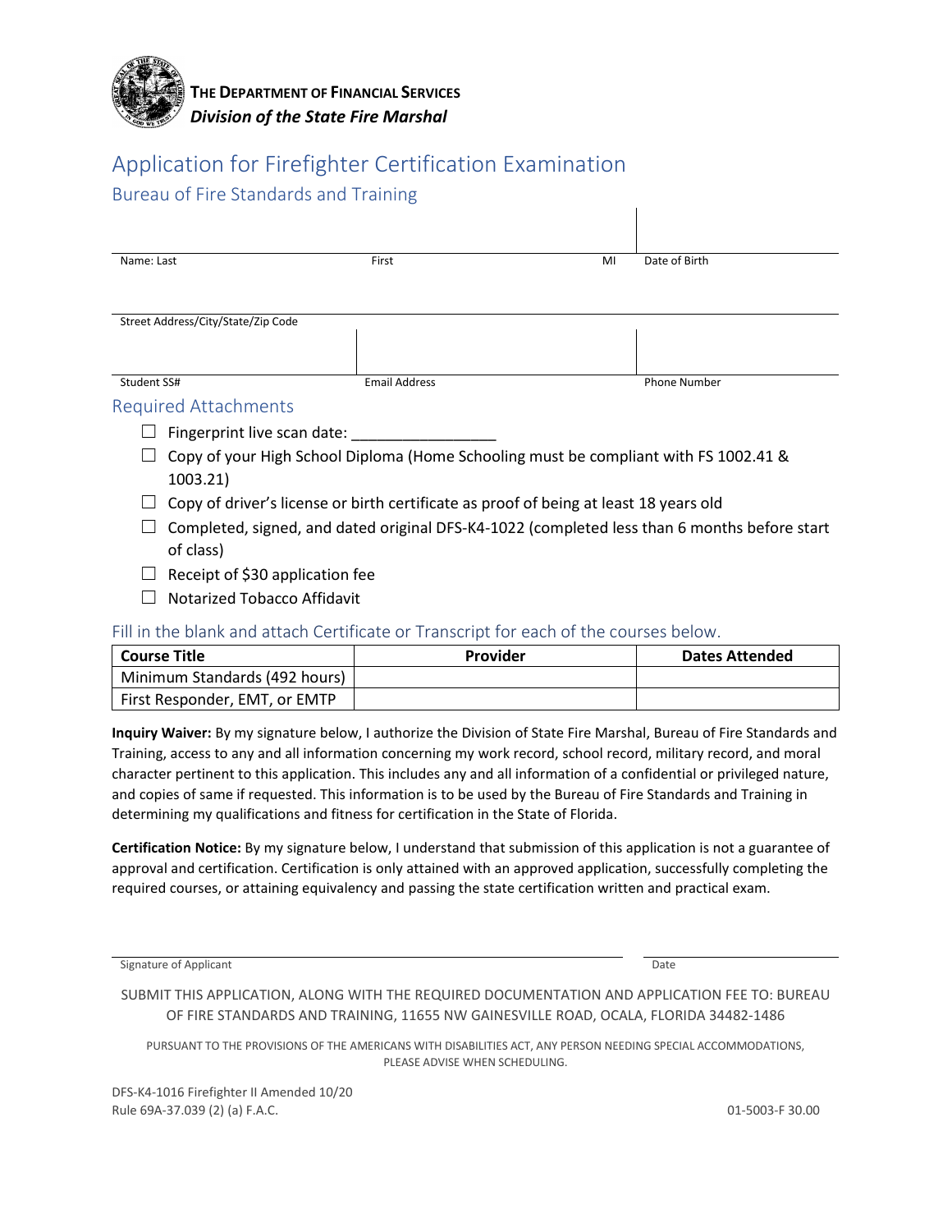**THE DEPARTMENT OF FINANCIAL SERVICES**
***Division of the State Fire Marshal***

# Application for Firefighter Certification Examination

## Bureau of Fire Standards and Training

| | | | |
|---|---|---|---|
| Name: Last | First | MI | Date of Birth |

| |
|---|
| Street Address/City/State/Zip Code |

| | | |
|---|---|---|
| Student SS# | Email Address | Phone Number |

## Required Attachments

- ☐ Fingerprint live scan date: _________________
- ☐ Copy of your High School Diploma (Home Schooling must be compliant with FS 1002.41 & 1003.21)
- ☐ Copy of driver's license or birth certificate as proof of being at least 18 years old
- ☐ Completed, signed, and dated original DFS-K4-1022 (completed less than 6 months before start of class)
- ☐ Receipt of $30 application fee
- ☐ Notarized Tobacco Affidavit

## Fill in the blank and attach Certificate or Transcript for each of the courses below.

| Course Title | Provider | Dates Attended |
|---|---|---|
| Minimum Standards (492 hours) | | |
| First Responder, EMT, or EMTP | | |

**Inquiry Waiver:** By my signature below, I authorize the Division of State Fire Marshal, Bureau of Fire Standards and Training, access to any and all information concerning my work record, school record, military record, and moral character pertinent to this application. This includes any and all information of a confidential or privileged nature, and copies of same if requested. This information is to be used by the Bureau of Fire Standards and Training in determining my qualifications and fitness for certification in the State of Florida.

**Certification Notice:** By my signature below, I understand that submission of this application is not a guarantee of approval and certification. Certification is only attained with an approved application, successfully completing the required courses, or attaining equivalency and passing the state certification written and practical exam.

Signature of Applicant ______________________________ Date ______________

SUBMIT THIS APPLICATION, ALONG WITH THE REQUIRED DOCUMENTATION AND APPLICATION FEE TO: BUREAU OF FIRE STANDARDS AND TRAINING, 11655 NW GAINESVILLE ROAD, OCALA, FLORIDA 34482-1486

PURSUANT TO THE PROVISIONS OF THE AMERICANS WITH DISABILITIES ACT, ANY PERSON NEEDING SPECIAL ACCOMMODATIONS, PLEASE ADVISE WHEN SCHEDULING.

DFS-K4-1016 Firefighter II Amended 10/20
Rule 69A-37.039 (2) (a) F.A.C.

01-5003-F 30.00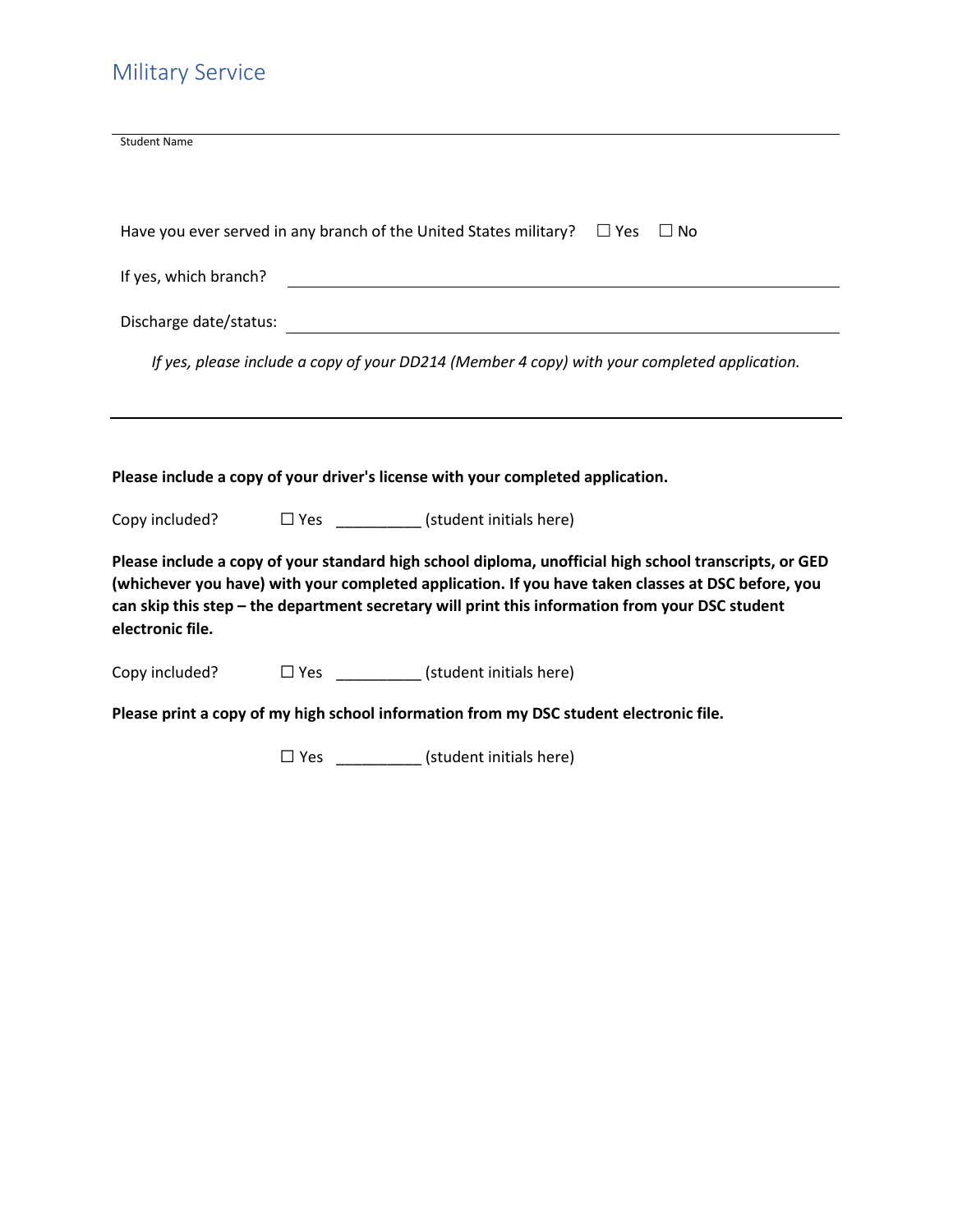## Military Service

______________________________________________________________________________
Student Name

Have you ever served in any branch of the United States military? ☐ Yes ☐ No

If yes, which branch? ______________________________________________________________

Discharge date/status: ______________________________________________________________

*If yes, please include a copy of your DD214 (Member 4 copy) with your completed application.*

---

**Please include a copy of your driver's license with your completed application.**

Copy included? ☐ Yes __________ (student initials here)

**Please include a copy of your standard high school diploma, unofficial high school transcripts, or GED (whichever you have) with your completed application. If you have taken classes at DSC before, you can skip this step – the department secretary will print this information from your DSC student electronic file.**

Copy included? ☐ Yes __________ (student initials here)

**Please print a copy of my high school information from my DSC student electronic file.**

☐ Yes __________ (student initials here)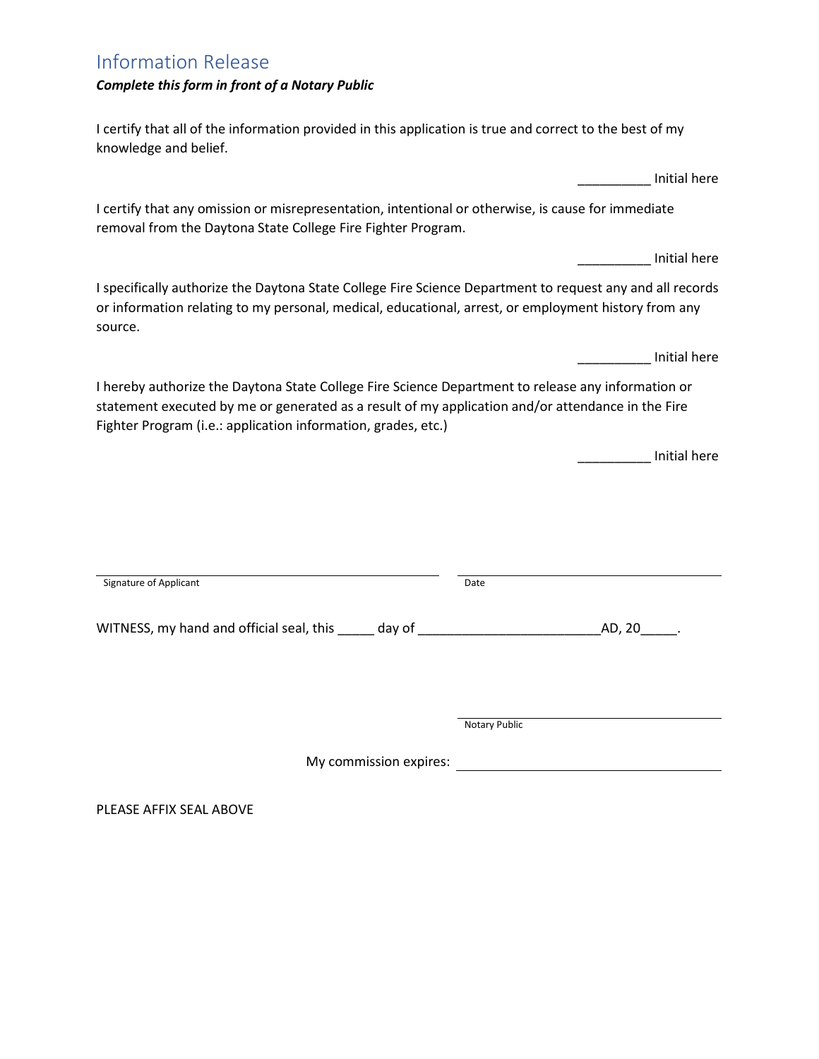## Information Release

***Complete this form in front of a Notary Public***

I certify that all of the information provided in this application is true and correct to the best of my knowledge and belief.

__________ Initial here

I certify that any omission or misrepresentation, intentional or otherwise, is cause for immediate removal from the Daytona State College Fire Fighter Program.

__________ Initial here

I specifically authorize the Daytona State College Fire Science Department to request any and all records or information relating to my personal, medical, educational, arrest, or employment history from any source.

__________ Initial here

I hereby authorize the Daytona State College Fire Science Department to release any information or statement executed by me or generated as a result of my application and/or attendance in the Fire Fighter Program (i.e.: application information, grades, etc.)

__________ Initial here

_______________________________________ _______________________________

Signature of Applicant Date

WITNESS, my hand and official seal, this _____ day of _________________________AD, 20_____.

_______________________________

Notary Public

My commission expires: _______________________________

PLEASE AFFIX SEAL ABOVE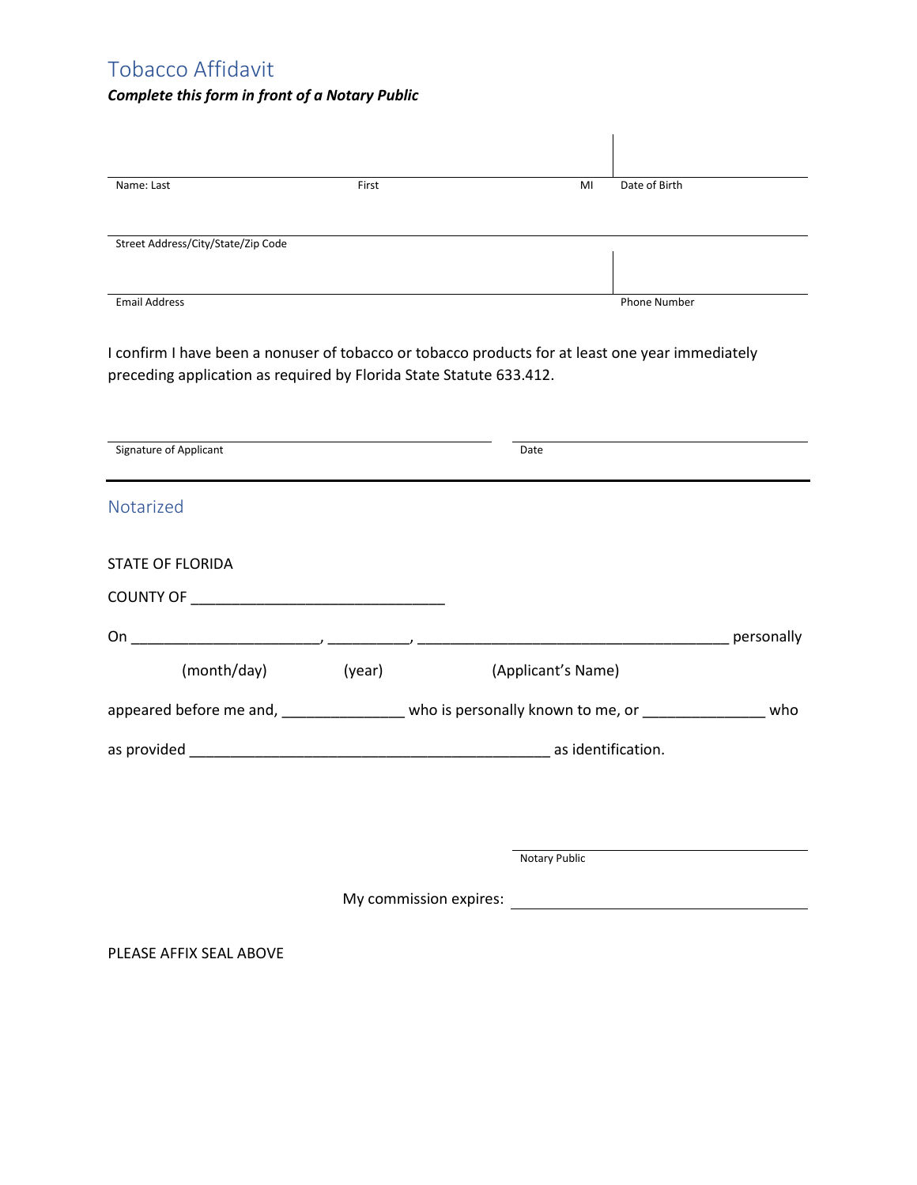# Tobacco Affidavit

***Complete this form in front of a Notary Public***

| | | | |
|---|---|---|---|
| Name: Last | First | MI | Date of Birth |

Street Address/City/State/Zip Code

| | |
|---|---|
| Email Address | Phone Number |

I confirm I have been a nonuser of tobacco or tobacco products for at least one year immediately preceding application as required by Florida State Statute 633.412.

| | |
|---|---|
| Signature of Applicant | Date |

---

## Notarized

STATE OF FLORIDA

COUNTY OF _______________________________

On ______________________, __________, ______________________________________ personally

(month/day) (year) (Applicant's Name)

appeared before me and, ______________ who is personally known to me, or ______________ who

as provided ___________________________________________ as identification.

Notary Public

My commission expires: ____________________________

PLEASE AFFIX SEAL ABOVE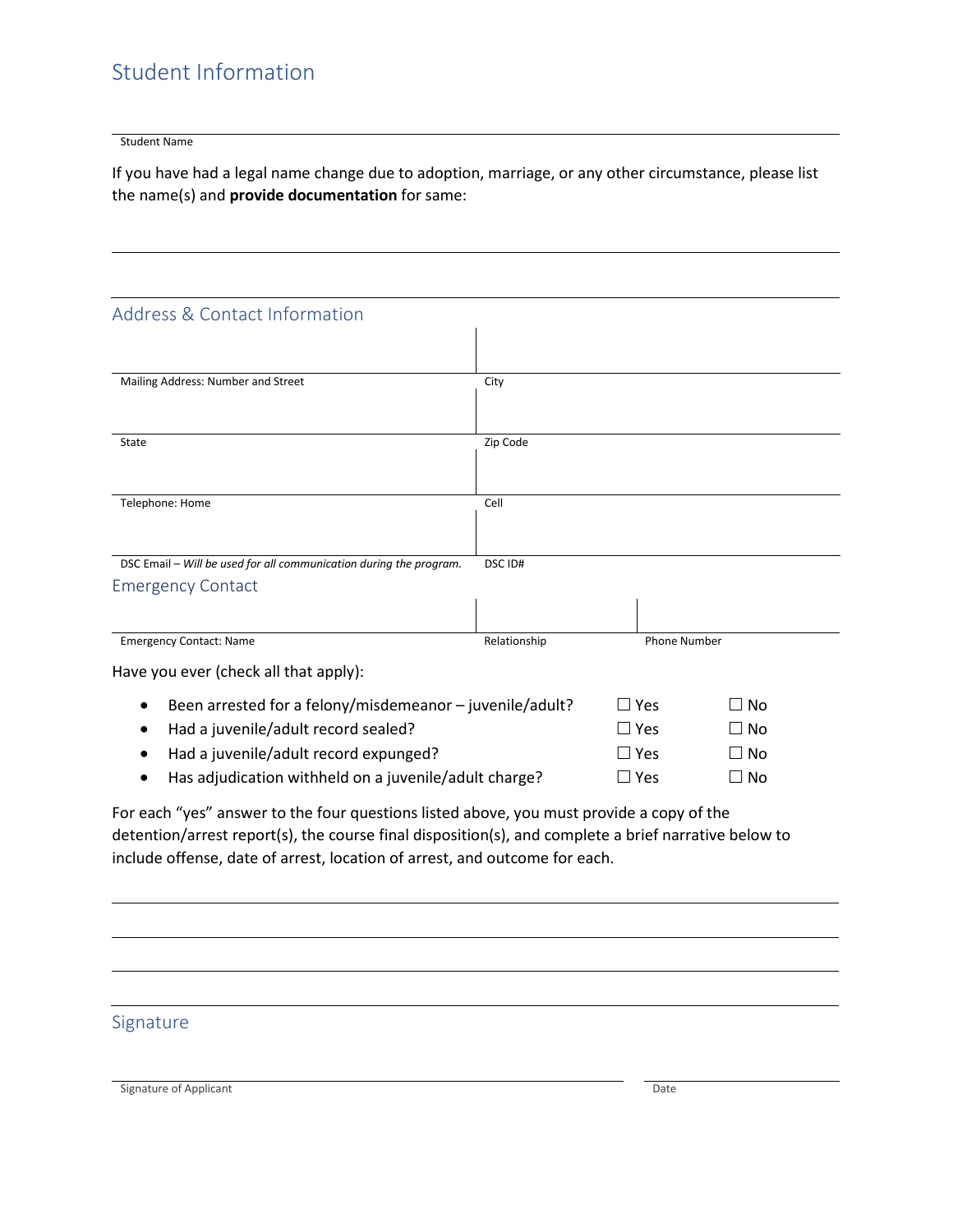## Student Information

Student Name

If you have had a legal name change due to adoption, marriage, or any other circumstance, please list the name(s) and **provide documentation** for same:

### Address & Contact Information

| | |
|---|---|
| Mailing Address: Number and Street | City |
| State | Zip Code |
| Telephone: Home | Cell |
| DSC Email – *Will be used for all communication during the program.* | DSC ID# |

### Emergency Contact

| | | |
|---|---|---|
| Emergency Contact: Name | Relationship | Phone Number |

Have you ever (check all that apply):

- Been arrested for a felony/misdemeanor – juvenile/adult? ☐ Yes ☐ No
- Had a juvenile/adult record sealed? ☐ Yes ☐ No
- Had a juvenile/adult record expunged? ☐ Yes ☐ No
- Has adjudication withheld on a juvenile/adult charge? ☐ Yes ☐ No

For each "yes" answer to the four questions listed above, you must provide a copy of the detention/arrest report(s), the course final disposition(s), and complete a brief narrative below to include offense, date of arrest, location of arrest, and outcome for each.

### Signature

Signature of Applicant

Date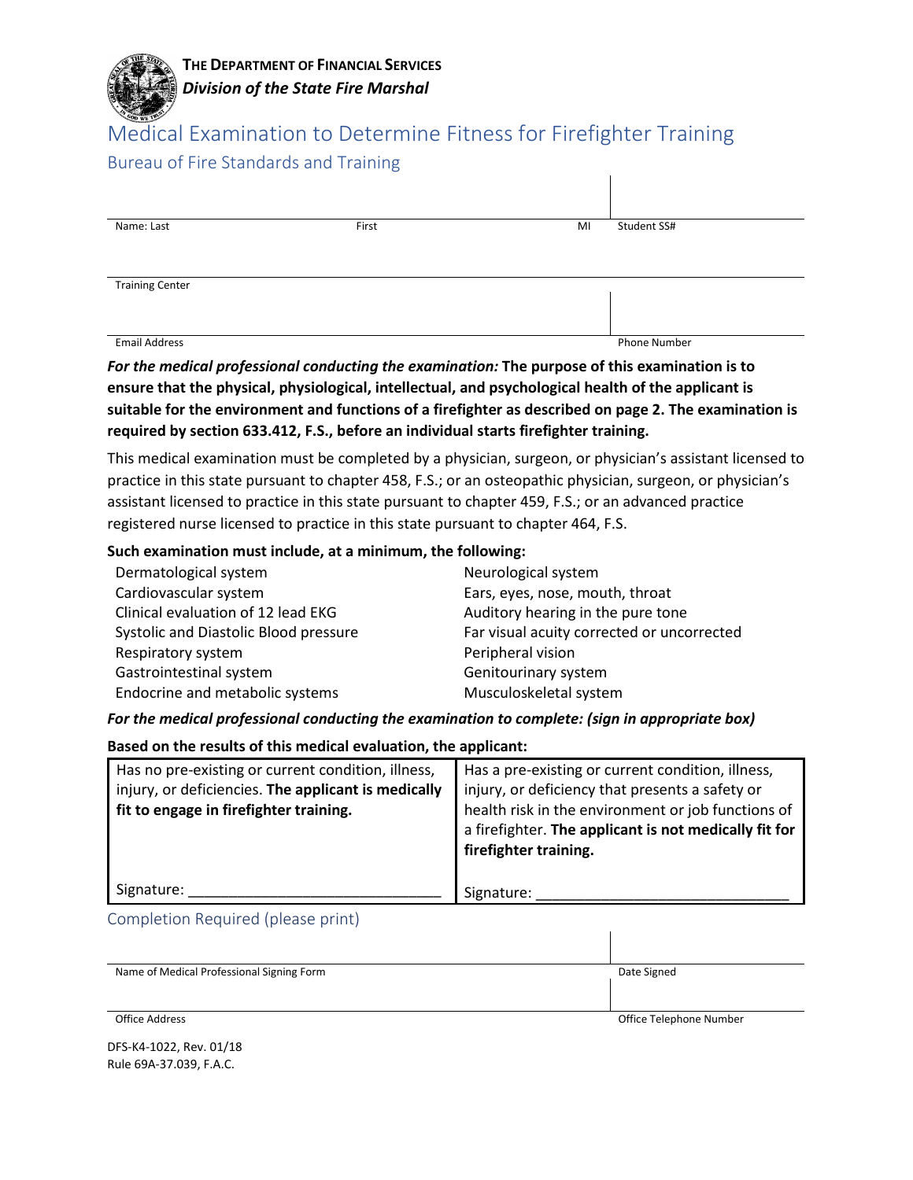**THE DEPARTMENT OF FINANCIAL SERVICES**
***Division of the State Fire Marshal***

# Medical Examination to Determine Fitness for Firefighter Training

## Bureau of Fire Standards and Training

| Name: Last | First | MI | Student SS# |
|---|---|---|---|

| Training Center |
|---|

| Email Address | Phone Number |
|---|---|

***For the medical professional conducting the examination:*** **The purpose of this examination is to ensure that the physical, physiological, intellectual, and psychological health of the applicant is suitable for the environment and functions of a firefighter as described on page 2. The examination is required by section 633.412, F.S., before an individual starts firefighter training.**

This medical examination must be completed by a physician, surgeon, or physician's assistant licensed to practice in this state pursuant to chapter 458, F.S.; or an osteopathic physician, surgeon, or physician's assistant licensed to practice in this state pursuant to chapter 459, F.S.; or an advanced practice registered nurse licensed to practice in this state pursuant to chapter 464, F.S.

**Such examination must include, at a minimum, the following:**

- Dermatological system
- Cardiovascular system
- Clinical evaluation of 12 lead EKG
- Systolic and Diastolic Blood pressure
- Respiratory system
- Gastrointestinal system
- Endocrine and metabolic systems
- Neurological system
- Ears, eyes, nose, mouth, throat
- Auditory hearing in the pure tone
- Far visual acuity corrected or uncorrected
- Peripheral vision
- Genitourinary system
- Musculoskeletal system

***For the medical professional conducting the examination to complete: (sign in appropriate box)***

**Based on the results of this medical evaluation, the applicant:**

| Has no pre-existing or current condition, illness, injury, or deficiencies. **The applicant is medically fit to engage in firefighter training.** | Has a pre-existing or current condition, illness, injury, or deficiency that presents a safety or health risk in the environment or job functions of a firefighter. **The applicant is not medically fit for firefighter training.** |
|---|---|
| Signature: ______________________________ | Signature: ______________________________ |

## Completion Required (please print)

| Name of Medical Professional Signing Form | Date Signed |
|---|---|

| Office Address | Office Telephone Number |
|---|---|

DFS-K4-1022, Rev. 01/18
Rule 69A-37.039, F.A.C.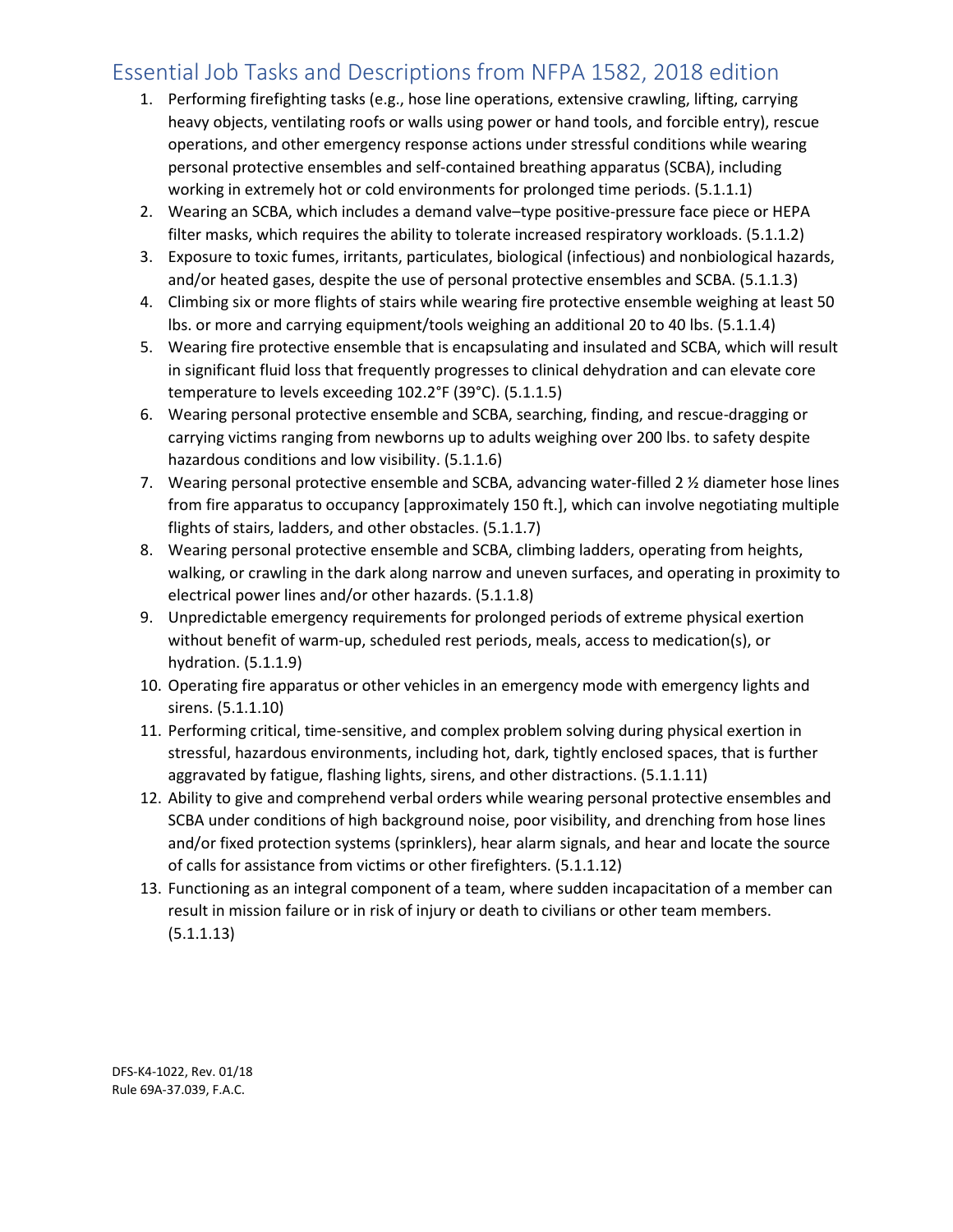## Essential Job Tasks and Descriptions from NFPA 1582, 2018 edition

1. Performing firefighting tasks (e.g., hose line operations, extensive crawling, lifting, carrying heavy objects, ventilating roofs or walls using power or hand tools, and forcible entry), rescue operations, and other emergency response actions under stressful conditions while wearing personal protective ensembles and self-contained breathing apparatus (SCBA), including working in extremely hot or cold environments for prolonged time periods. (5.1.1.1)
2. Wearing an SCBA, which includes a demand valve–type positive-pressure face piece or HEPA filter masks, which requires the ability to tolerate increased respiratory workloads. (5.1.1.2)
3. Exposure to toxic fumes, irritants, particulates, biological (infectious) and nonbiological hazards, and/or heated gases, despite the use of personal protective ensembles and SCBA. (5.1.1.3)
4. Climbing six or more flights of stairs while wearing fire protective ensemble weighing at least 50 lbs. or more and carrying equipment/tools weighing an additional 20 to 40 lbs. (5.1.1.4)
5. Wearing fire protective ensemble that is encapsulating and insulated and SCBA, which will result in significant fluid loss that frequently progresses to clinical dehydration and can elevate core temperature to levels exceeding 102.2°F (39°C). (5.1.1.5)
6. Wearing personal protective ensemble and SCBA, searching, finding, and rescue-dragging or carrying victims ranging from newborns up to adults weighing over 200 lbs. to safety despite hazardous conditions and low visibility. (5.1.1.6)
7. Wearing personal protective ensemble and SCBA, advancing water-filled 2 ½ diameter hose lines from fire apparatus to occupancy [approximately 150 ft.], which can involve negotiating multiple flights of stairs, ladders, and other obstacles. (5.1.1.7)
8. Wearing personal protective ensemble and SCBA, climbing ladders, operating from heights, walking, or crawling in the dark along narrow and uneven surfaces, and operating in proximity to electrical power lines and/or other hazards. (5.1.1.8)
9. Unpredictable emergency requirements for prolonged periods of extreme physical exertion without benefit of warm-up, scheduled rest periods, meals, access to medication(s), or hydration. (5.1.1.9)
10. Operating fire apparatus or other vehicles in an emergency mode with emergency lights and sirens. (5.1.1.10)
11. Performing critical, time-sensitive, and complex problem solving during physical exertion in stressful, hazardous environments, including hot, dark, tightly enclosed spaces, that is further aggravated by fatigue, flashing lights, sirens, and other distractions. (5.1.1.11)
12. Ability to give and comprehend verbal orders while wearing personal protective ensembles and SCBA under conditions of high background noise, poor visibility, and drenching from hose lines and/or fixed protection systems (sprinklers), hear alarm signals, and hear and locate the source of calls for assistance from victims or other firefighters. (5.1.1.12)
13. Functioning as an integral component of a team, where sudden incapacitation of a member can result in mission failure or in risk of injury or death to civilians or other team members. (5.1.1.13)

DFS-K4-1022, Rev. 01/18
Rule 69A-37.039, F.A.C.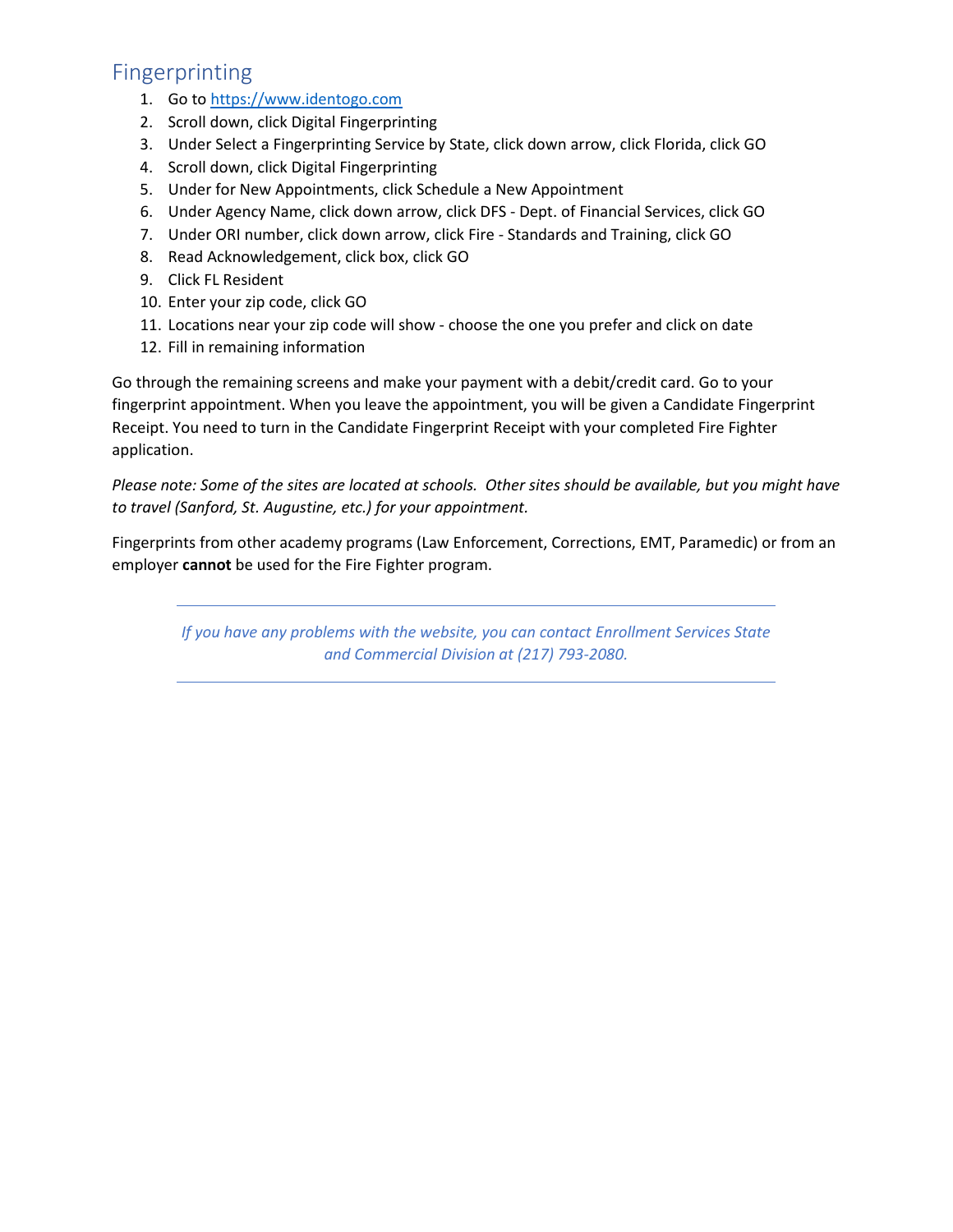## Fingerprinting

1. Go to https://www.identogo.com
2. Scroll down, click Digital Fingerprinting
3. Under Select a Fingerprinting Service by State, click down arrow, click Florida, click GO
4. Scroll down, click Digital Fingerprinting
5. Under for New Appointments, click Schedule a New Appointment
6. Under Agency Name, click down arrow, click DFS - Dept. of Financial Services, click GO
7. Under ORI number, click down arrow, click Fire - Standards and Training, click GO
8. Read Acknowledgement, click box, click GO
9. Click FL Resident
10. Enter your zip code, click GO
11. Locations near your zip code will show - choose the one you prefer and click on date
12. Fill in remaining information

Go through the remaining screens and make your payment with a debit/credit card. Go to your fingerprint appointment. When you leave the appointment, you will be given a Candidate Fingerprint Receipt. You need to turn in the Candidate Fingerprint Receipt with your completed Fire Fighter application.

*Please note: Some of the sites are located at schools. Other sites should be available, but you might have to travel (Sanford, St. Augustine, etc.) for your appointment.*

Fingerprints from other academy programs (Law Enforcement, Corrections, EMT, Paramedic) or from an employer **cannot** be used for the Fire Fighter program.

---

*If you have any problems with the website, you can contact Enrollment Services State and Commercial Division at (217) 793-2080.*

---